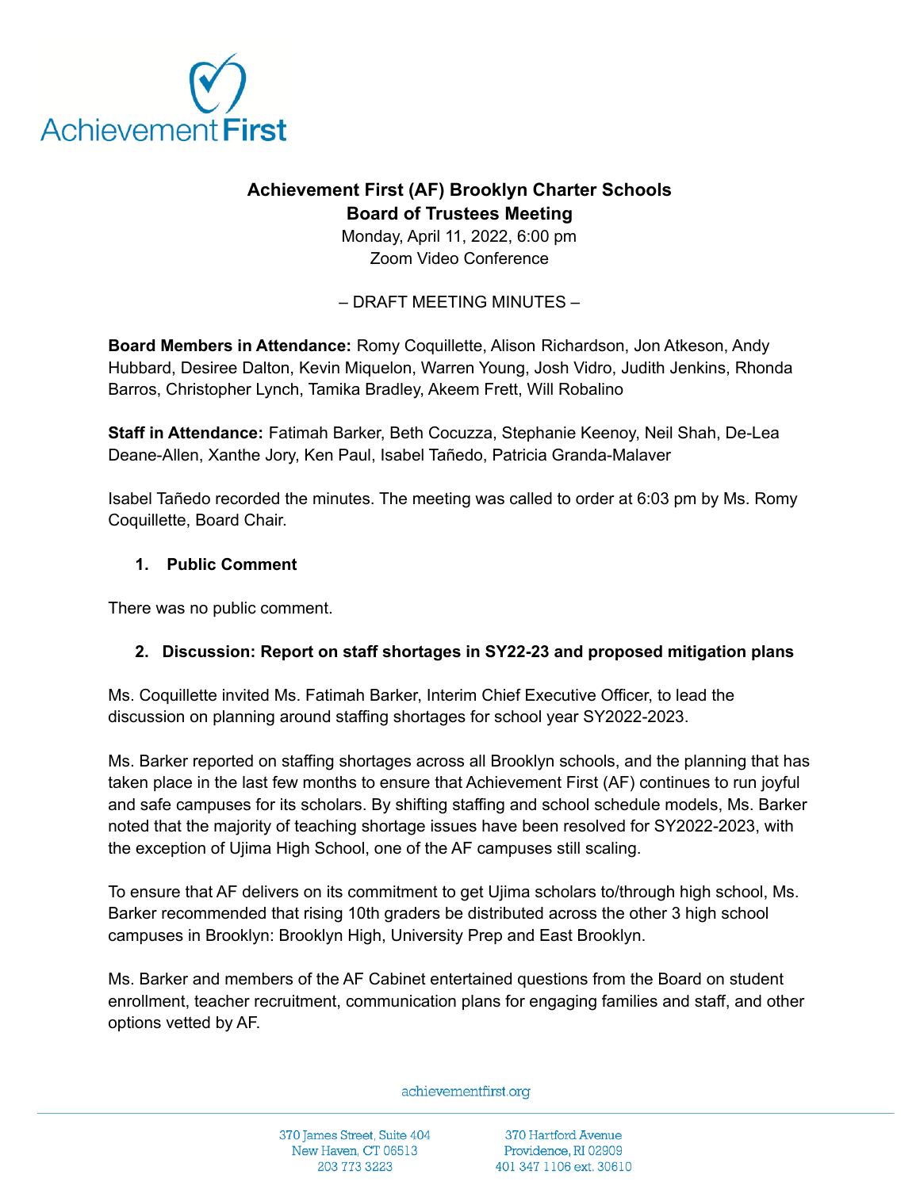# Achievement First (AF) Brooklyn Charter Schools
## Board of Trustees Meeting

Monday, April 11, 2022, 6:00 pm
Zoom Video Conference

– DRAFT MEETING MINUTES –

**Board Members in Attendance:** Romy Coquillette, Alison Richardson, Jon Atkeson, Andy Hubbard, Desiree Dalton, Kevin Miquelon, Warren Young, Josh Vidro, Judith Jenkins, Rhonda Barros, Christopher Lynch, Tamika Bradley, Akeem Frett, Will Robalino

**Staff in Attendance:** Fatimah Barker, Beth Cocuzza, Stephanie Keenoy, Neil Shah, De-Lea Deane-Allen, Xanthe Jory, Ken Paul, Isabel Tañedo, Patricia Granda-Malaver

Isabel Tañedo recorded the minutes. The meeting was called to order at 6:03 pm by Ms. Romy Coquillette, Board Chair.

### 1. Public Comment

There was no public comment.

### 2. Discussion: Report on staff shortages in SY22-23 and proposed mitigation plans

Ms. Coquillette invited Ms. Fatimah Barker, Interim Chief Executive Officer, to lead the discussion on planning around staffing shortages for school year SY2022-2023.

Ms. Barker reported on staffing shortages across all Brooklyn schools, and the planning that has taken place in the last few months to ensure that Achievement First (AF) continues to run joyful and safe campuses for its scholars. By shifting staffing and school schedule models, Ms. Barker noted that the majority of teaching shortage issues have been resolved for SY2022-2023, with the exception of Ujima High School, one of the AF campuses still scaling.

To ensure that AF delivers on its commitment to get Ujima scholars to/through high school, Ms. Barker recommended that rising 10th graders be distributed across the other 3 high school campuses in Brooklyn: Brooklyn High, University Prep and East Brooklyn.

Ms. Barker and members of the AF Cabinet entertained questions from the Board on student enrollment, teacher recruitment, communication plans for engaging families and staff, and other options vetted by AF.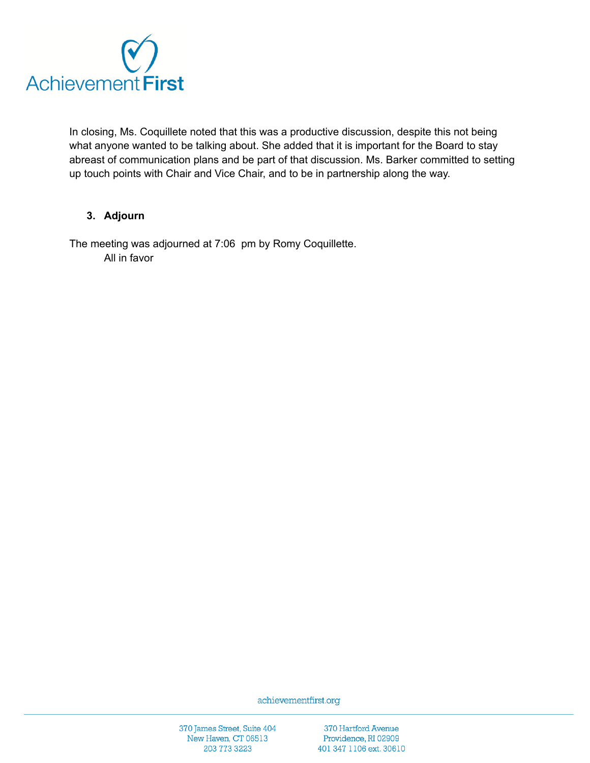In closing, Ms. Coquillete noted that this was a productive discussion, despite this not being what anyone wanted to be talking about. She added that it is important for the Board to stay abreast of communication plans and be part of that discussion. Ms. Barker committed to setting up touch points with Chair and Vice Chair, and to be in partnership along the way.

3. **Adjourn**

The meeting was adjourned at 7:06 pm by Romy Coquillette.

All in favor